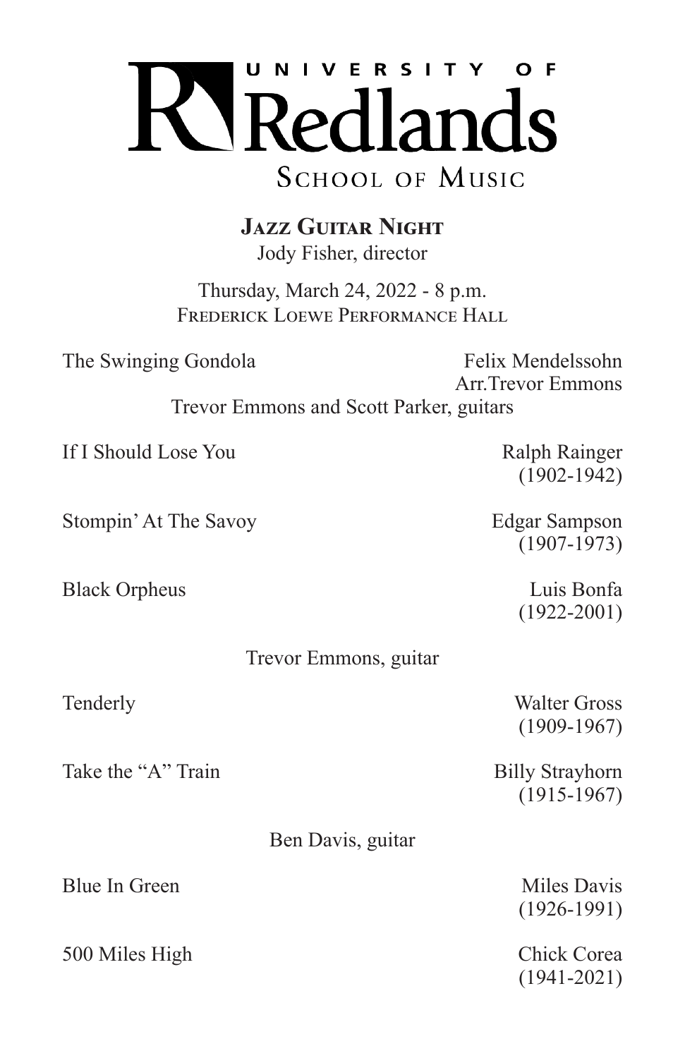# UNIVERSITY OF Redlands

## SCHOOL OF MUSIC

### Jazz Guitar Night

Jody Fisher, director

Thursday, March 24, 2022 - 8 p.m.
Frederick Loewe Performance Hall

The Swinging Gondola — Felix Mendelssohn
Arr.Trevor Emmons

Trevor Emmons and Scott Parker, guitars

If I Should Lose You — Ralph Rainger (1902-1942)

Stompin' At The Savoy — Edgar Sampson (1907-1973)

Black Orpheus — Luis Bonfa (1922-2001)

Trevor Emmons, guitar

Tenderly — Walter Gross (1909-1967)

Take the "A" Train — Billy Strayhorn (1915-1967)

Ben Davis, guitar

Blue In Green — Miles Davis (1926-1991)

500 Miles High — Chick Corea (1941-2021)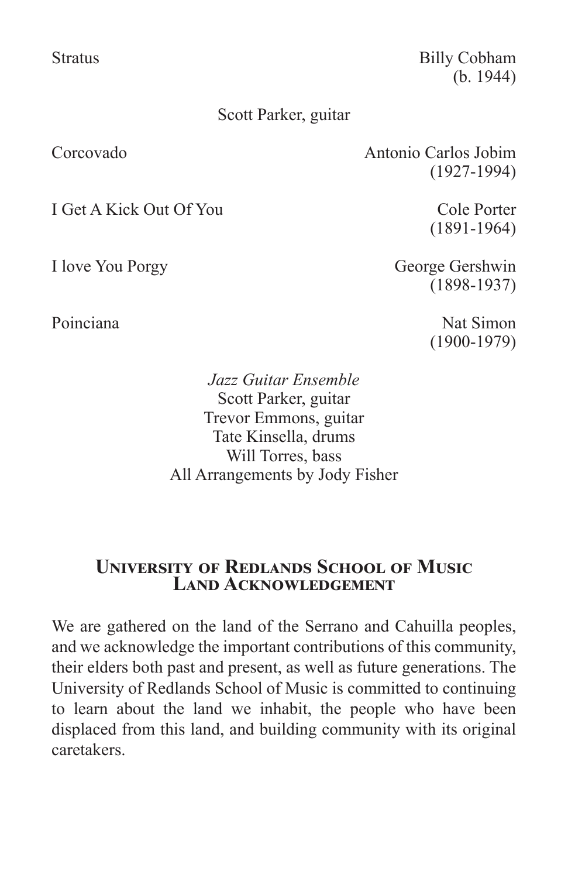Stratus — Billy Cobham (b. 1944)

Scott Parker, guitar

Corcovado — Antonio Carlos Jobim (1927-1994)

I Get A Kick Out Of You — Cole Porter (1891-1964)

I love You Porgy — George Gershwin (1898-1937)

Poinciana — Nat Simon (1900-1979)

*Jazz Guitar Ensemble*
Scott Parker, guitar
Trevor Emmons, guitar
Tate Kinsella, drums
Will Torres, bass
All Arrangements by Jody Fisher

## University of Redlands School of Music Land Acknowledgement

We are gathered on the land of the Serrano and Cahuilla peoples, and we acknowledge the important contributions of this community, their elders both past and present, as well as future generations. The University of Redlands School of Music is committed to continuing to learn about the land we inhabit, the people who have been displaced from this land, and building community with its original caretakers.